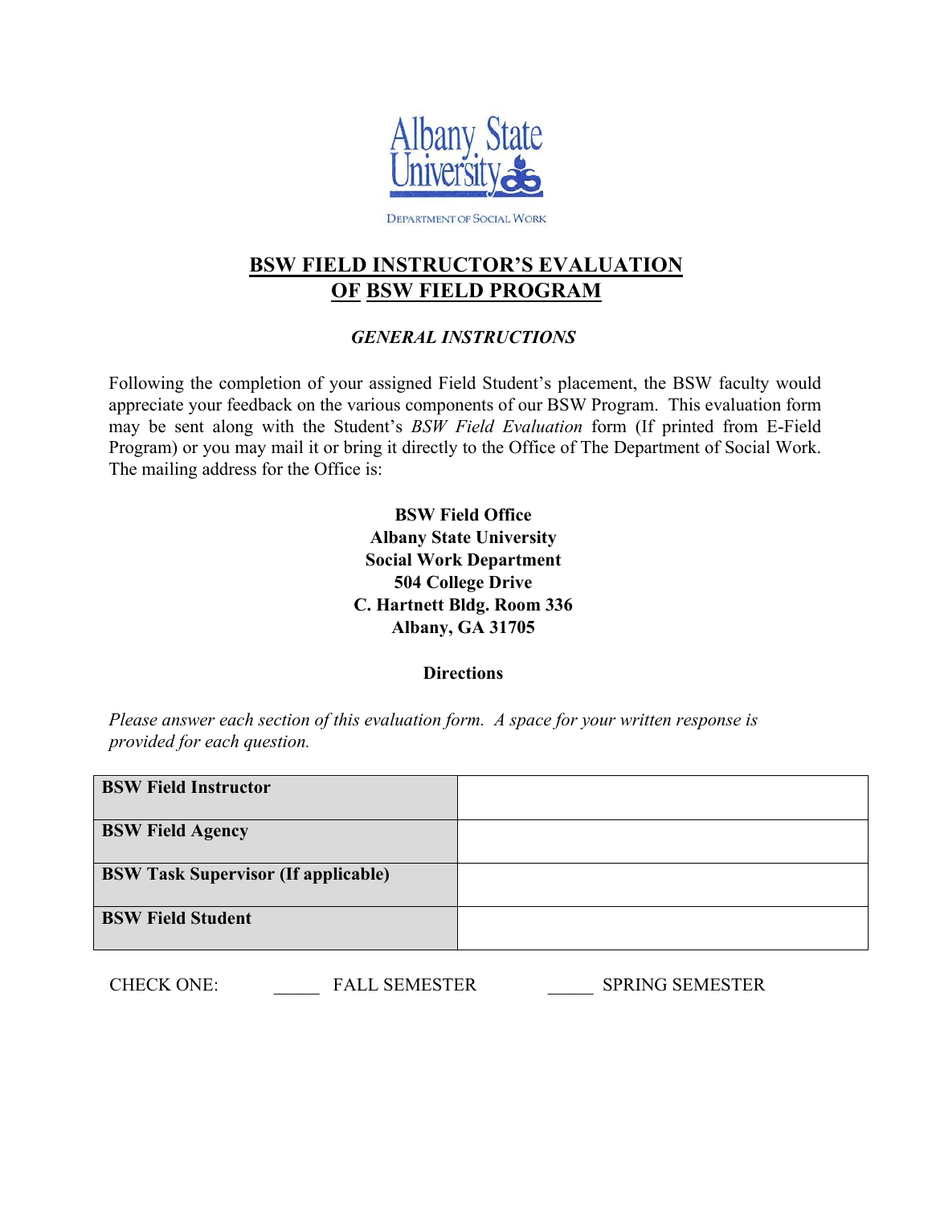Albany State University

DEPARTMENT OF SOCIAL WORK

# BSW FIELD INSTRUCTOR'S EVALUATION OF BSW FIELD PROGRAM

### *GENERAL INSTRUCTIONS*

Following the completion of your assigned Field Student's placement, the BSW faculty would appreciate your feedback on the various components of our BSW Program. This evaluation form may be sent along with the Student's *BSW Field Evaluation* form (If printed from E-Field Program) or you may mail it or bring it directly to the Office of The Department of Social Work. The mailing address for the Office is:

**BSW Field Office**
**Albany State University**
**Social Work Department**
**504 College Drive**
**C. Hartnett Bldg. Room 336**
**Albany, GA 31705**

### Directions

*Please answer each section of this evaluation form. A space for your written response is provided for each question.*

| | |
|---|---|
| **BSW Field Instructor** | |
| **BSW Field Agency** | |
| **BSW Task Supervisor (If applicable)** | |
| **BSW Field Student** | |

CHECK ONE: _____ FALL SEMESTER _____ SPRING SEMESTER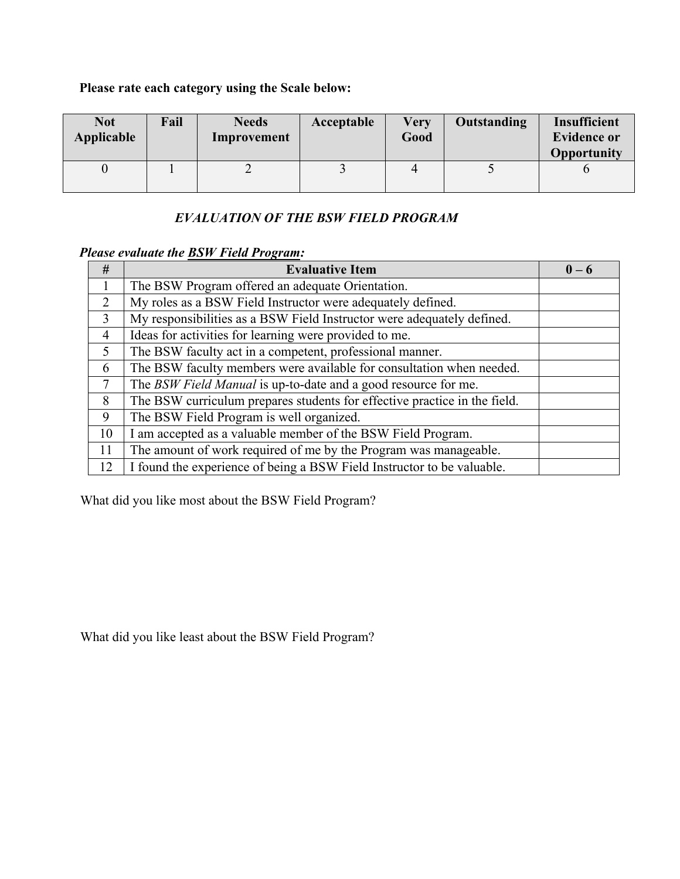**Please rate each category using the Scale below:**

| Not Applicable | Fail | Needs Improvement | Acceptable | Very Good | Outstanding | Insufficient Evidence or Opportunity |
|---|---|---|---|---|---|---|
| 0 | 1 | 2 | 3 | 4 | 5 | 6 |

### *EVALUATION OF THE BSW FIELD PROGRAM*

***Please evaluate the BSW Field Program:***

| # | Evaluative Item | 0 – 6 |
|---|---|---|
| 1 | The BSW Program offered an adequate Orientation. | |
| 2 | My roles as a BSW Field Instructor were adequately defined. | |
| 3 | My responsibilities as a BSW Field Instructor were adequately defined. | |
| 4 | Ideas for activities for learning were provided to me. | |
| 5 | The BSW faculty act in a competent, professional manner. | |
| 6 | The BSW faculty members were available for consultation when needed. | |
| 7 | The *BSW Field Manual* is up-to-date and a good resource for me. | |
| 8 | The BSW curriculum prepares students for effective practice in the field. | |
| 9 | The BSW Field Program is well organized. | |
| 10 | I am accepted as a valuable member of the BSW Field Program. | |
| 11 | The amount of work required of me by the Program was manageable. | |
| 12 | I found the experience of being a BSW Field Instructor to be valuable. | |

What did you like most about the BSW Field Program?

What did you like least about the BSW Field Program?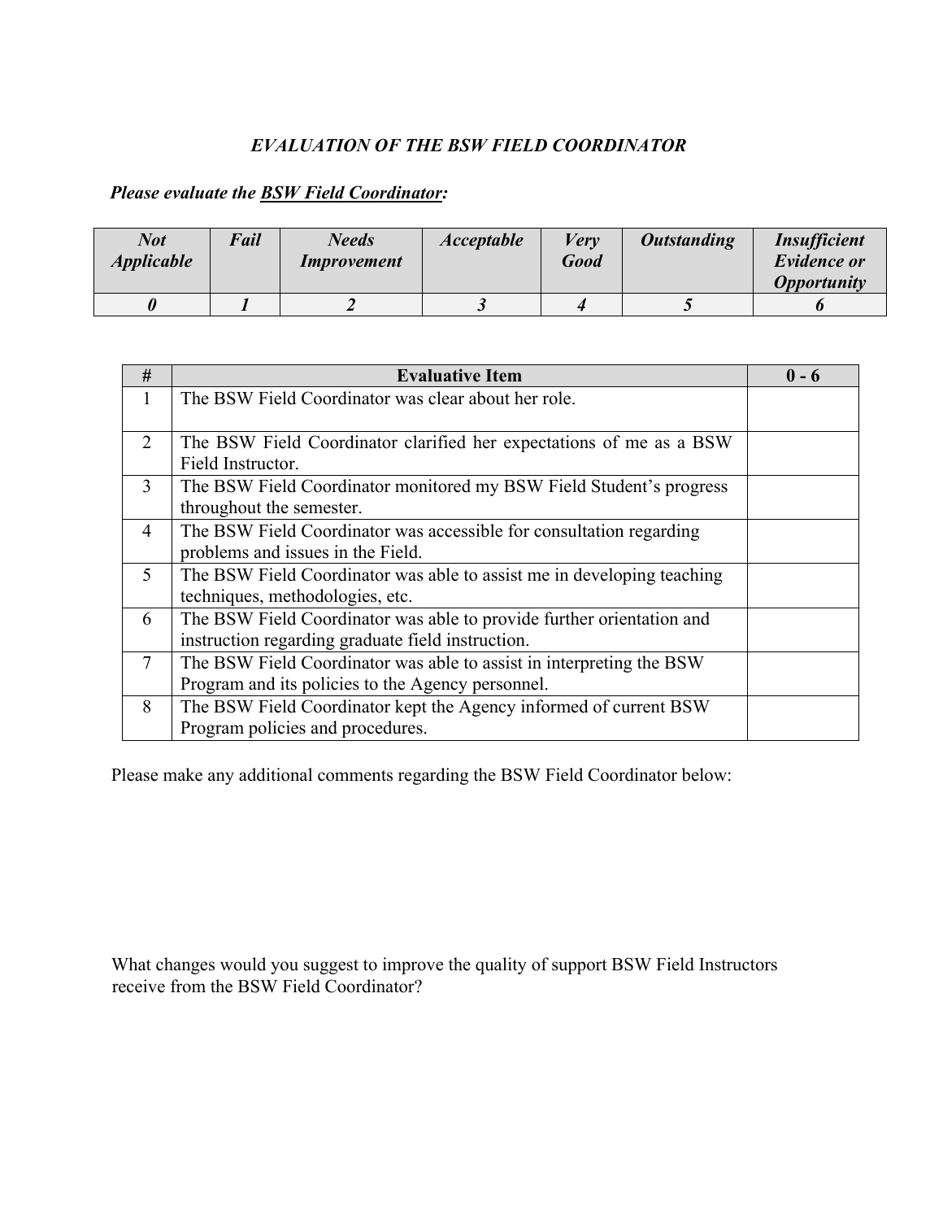### *EVALUATION OF THE BSW FIELD COORDINATOR*

***Please evaluate the BSW Field Coordinator:***

| *Not Applicable* | *Fail* | *Needs Improvement* | *Acceptable* | *Very Good* | *Outstanding* | *Insufficient Evidence or Opportunity* |
|---|---|---|---|---|---|---|
| *0* | *1* | *2* | *3* | *4* | *5* | *6* |

| # | Evaluative Item | 0 - 6 |
|---|---|---|
| 1 | The BSW Field Coordinator was clear about her role. | |
| 2 | The BSW Field Coordinator clarified her expectations of me as a BSW Field Instructor. | |
| 3 | The BSW Field Coordinator monitored my BSW Field Student's progress throughout the semester. | |
| 4 | The BSW Field Coordinator was accessible for consultation regarding problems and issues in the Field. | |
| 5 | The BSW Field Coordinator was able to assist me in developing teaching techniques, methodologies, etc. | |
| 6 | The BSW Field Coordinator was able to provide further orientation and instruction regarding graduate field instruction. | |
| 7 | The BSW Field Coordinator was able to assist in interpreting the BSW Program and its policies to the Agency personnel. | |
| 8 | The BSW Field Coordinator kept the Agency informed of current BSW Program policies and procedures. | |

Please make any additional comments regarding the BSW Field Coordinator below:

What changes would you suggest to improve the quality of support BSW Field Instructors receive from the BSW Field Coordinator?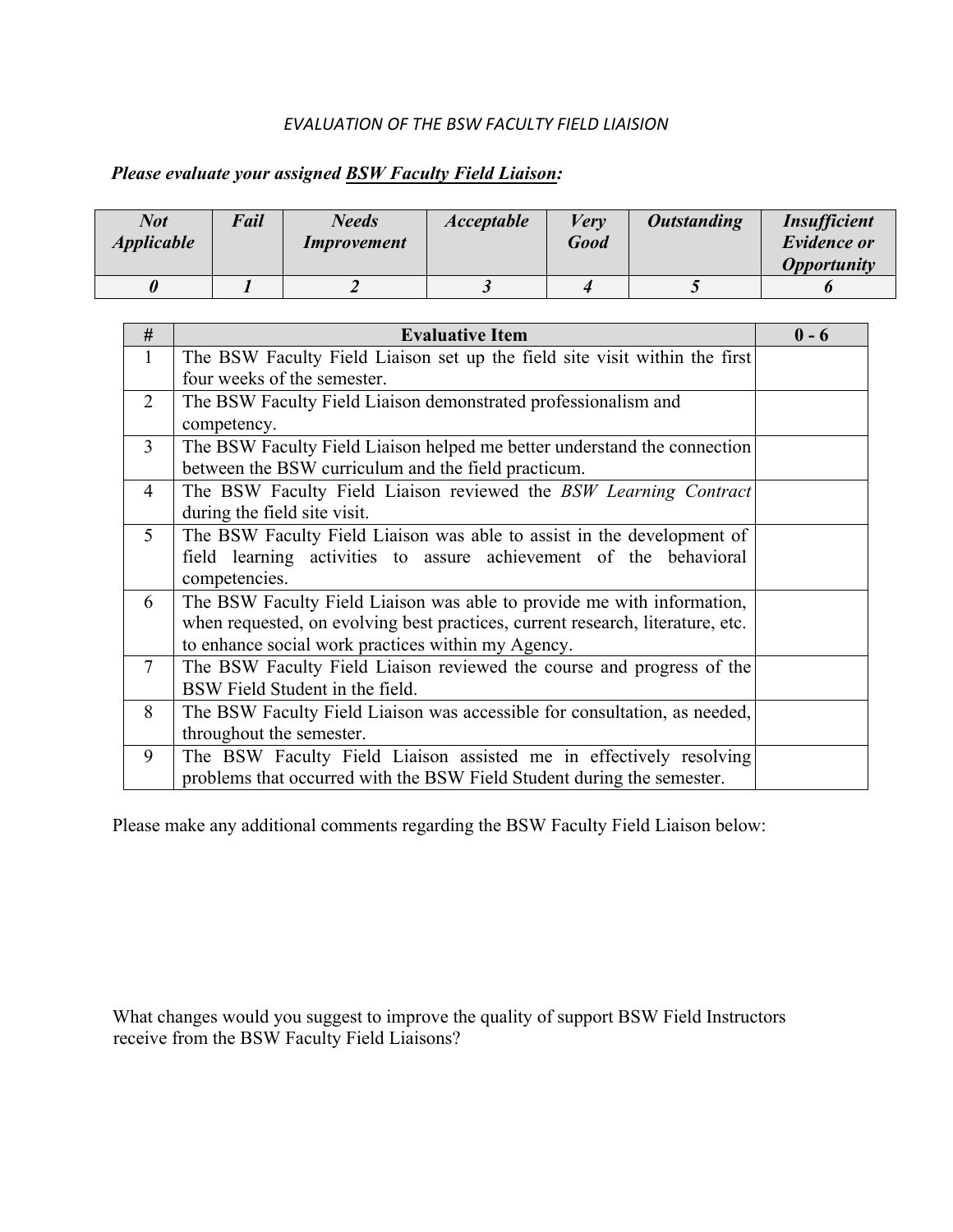*EVALUATION OF THE BSW FACULTY FIELD LIAISION*

***Please evaluate your assigned <u>BSW Faculty Field Liaison</u>:***

| *Not Applicable* | *Fail* | *Needs Improvement* | *Acceptable* | *Very Good* | *Outstanding* | *Insufficient Evidence or Opportunity* |
|---|---|---|---|---|---|---|
| *0* | *1* | *2* | *3* | *4* | *5* | *6* |

| # | Evaluative Item | 0 - 6 |
|---|---|---|
| 1 | The BSW Faculty Field Liaison set up the field site visit within the first four weeks of the semester. | |
| 2 | The BSW Faculty Field Liaison demonstrated professionalism and competency. | |
| 3 | The BSW Faculty Field Liaison helped me better understand the connection between the BSW curriculum and the field practicum. | |
| 4 | The BSW Faculty Field Liaison reviewed the *BSW Learning Contract* during the field site visit. | |
| 5 | The BSW Faculty Field Liaison was able to assist in the development of field learning activities to assure achievement of the behavioral competencies. | |
| 6 | The BSW Faculty Field Liaison was able to provide me with information, when requested, on evolving best practices, current research, literature, etc. to enhance social work practices within my Agency. | |
| 7 | The BSW Faculty Field Liaison reviewed the course and progress of the BSW Field Student in the field. | |
| 8 | The BSW Faculty Field Liaison was accessible for consultation, as needed, throughout the semester. | |
| 9 | The BSW Faculty Field Liaison assisted me in effectively resolving problems that occurred with the BSW Field Student during the semester. | |

Please make any additional comments regarding the BSW Faculty Field Liaison below:

What changes would you suggest to improve the quality of support BSW Field Instructors receive from the BSW Faculty Field Liaisons?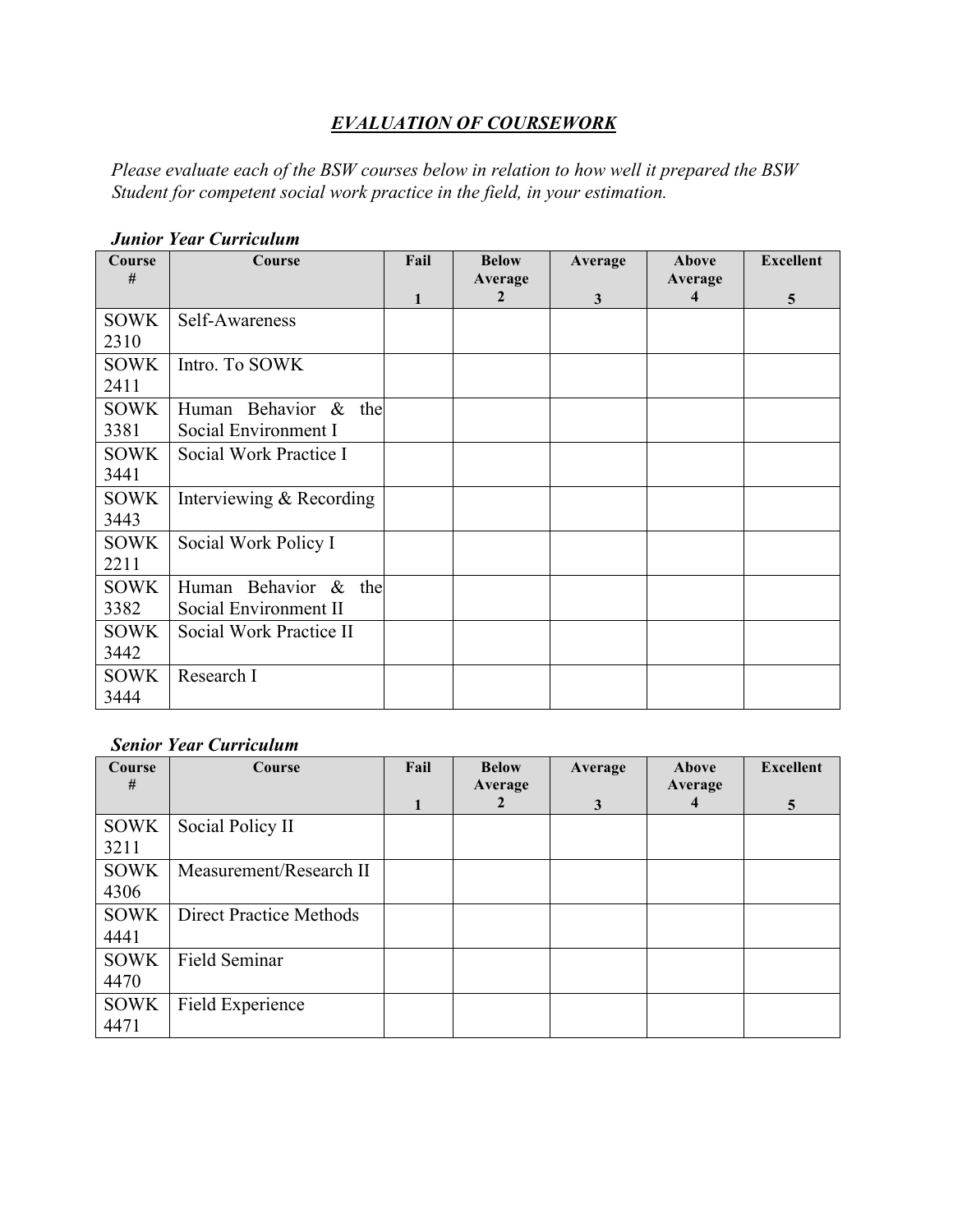## *EVALUATION OF COURSEWORK*

*Please evaluate each of the BSW courses below in relation to how well it prepared the BSW Student for competent social work practice in the field, in your estimation.*

***Junior Year Curriculum***

| Course # | Course | Fail 1 | Below Average 2 | Average 3 | Above Average 4 | Excellent 5 |
|---|---|---|---|---|---|---|
| SOWK 2310 | Self-Awareness | | | | | |
| SOWK 2411 | Intro. To SOWK | | | | | |
| SOWK 3381 | Human Behavior & the Social Environment I | | | | | |
| SOWK 3441 | Social Work Practice I | | | | | |
| SOWK 3443 | Interviewing & Recording | | | | | |
| SOWK 2211 | Social Work Policy I | | | | | |
| SOWK 3382 | Human Behavior & the Social Environment II | | | | | |
| SOWK 3442 | Social Work Practice II | | | | | |
| SOWK 3444 | Research I | | | | | |

***Senior Year Curriculum***

| Course # | Course | Fail 1 | Below Average 2 | Average 3 | Above Average 4 | Excellent 5 |
|---|---|---|---|---|---|---|
| SOWK 3211 | Social Policy II | | | | | |
| SOWK 4306 | Measurement/Research II | | | | | |
| SOWK 4441 | Direct Practice Methods | | | | | |
| SOWK 4470 | Field Seminar | | | | | |
| SOWK 4471 | Field Experience | | | | | |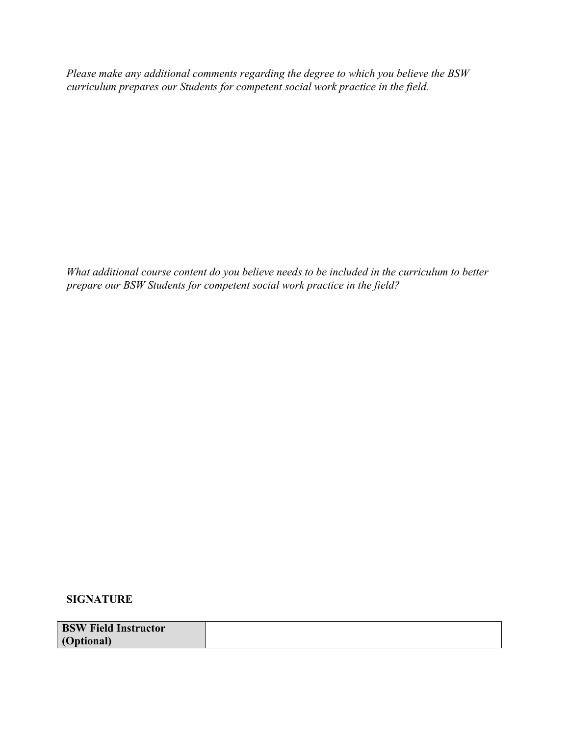*Please make any additional comments regarding the degree to which you believe the BSW curriculum prepares our Students for competent social work practice in the field.*

*What additional course content do you believe needs to be included in the curriculum to better prepare our BSW Students for competent social work practice in the field?*

**SIGNATURE**

| | |
|---|---|
| **BSW Field Instructor (Optional)** | |